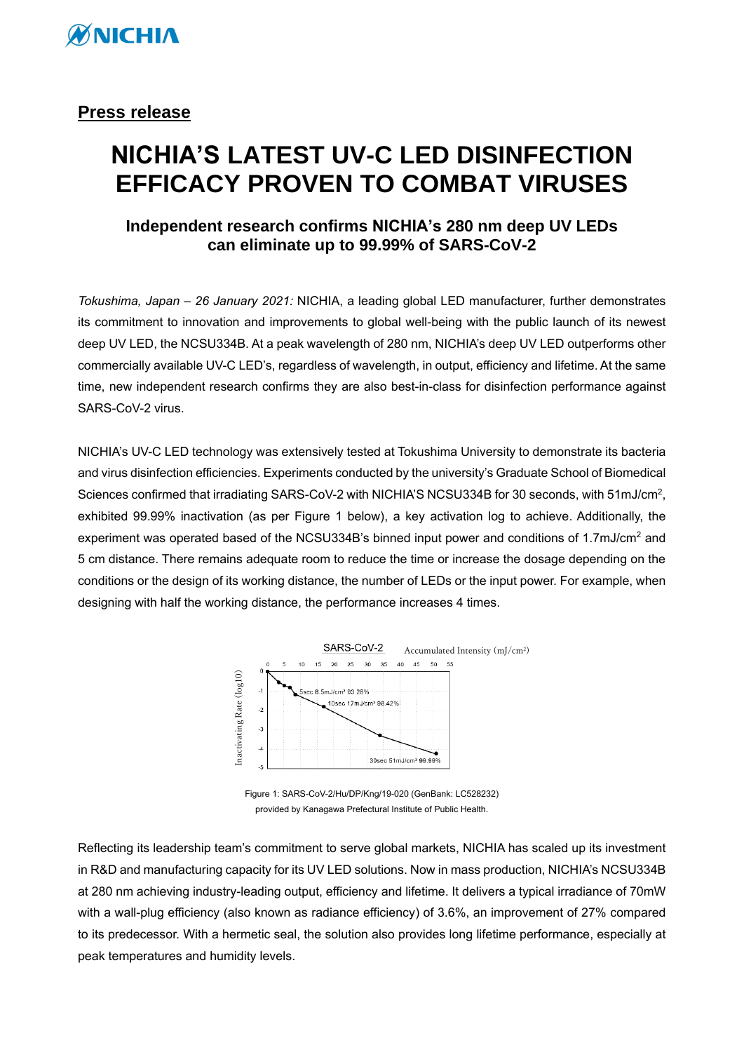## Press release

# NICHIA'S LATEST UV-C LED DISINFECTION EFFICACY PROVEN TO COMBAT VIRUSES

### Independent research confirms NICHIA's 280 nm deep UV LEDs can eliminate up to 99.99% of SARS-CoV-2

*Tokushima, Japan – 26 January 2021:* NICHIA, a leading global LED manufacturer, further demonstrates its commitment to innovation and improvements to global well-being with the public launch of its newest deep UV LED, the NCSU334B. At a peak wavelength of 280 nm, NICHIA's deep UV LED outperforms other commercially available UV-C LED's, regardless of wavelength, in output, efficiency and lifetime. At the same time, new independent research confirms they are also best-in-class for disinfection performance against SARS-CoV-2 virus.

NICHIA's UV-C LED technology was extensively tested at Tokushima University to demonstrate its bacteria and virus disinfection efficiencies. Experiments conducted by the university's Graduate School of Biomedical Sciences confirmed that irradiating SARS-CoV-2 with NICHIA'S NCSU334B for 30 seconds, with 51mJ/cm$^2$, exhibited 99.99% inactivation (as per Figure 1 below), a key activation log to achieve. Additionally, the experiment was operated based of the NCSU334B's binned input power and conditions of 1.7mJ/cm$^2$ and 5 cm distance. There remains adequate room to reduce the time or increase the dosage depending on the conditions or the design of its working distance, the number of LEDs or the input power. For example, when designing with half the working distance, the performance increases 4 times.

Figure 1: SARS-CoV-2/Hu/DP/Kng/19-020 (GenBank: LC528232) provided by Kanagawa Prefectural Institute of Public Health.

Reflecting its leadership team's commitment to serve global markets, NICHIA has scaled up its investment in R&D and manufacturing capacity for its UV LED solutions. Now in mass production, NICHIA's NCSU334B at 280 nm achieving industry-leading output, efficiency and lifetime. It delivers a typical irradiance of 70mW with a wall-plug efficiency (also known as radiance efficiency) of 3.6%, an improvement of 27% compared to its predecessor. With a hermetic seal, the solution also provides long lifetime performance, especially at peak temperatures and humidity levels.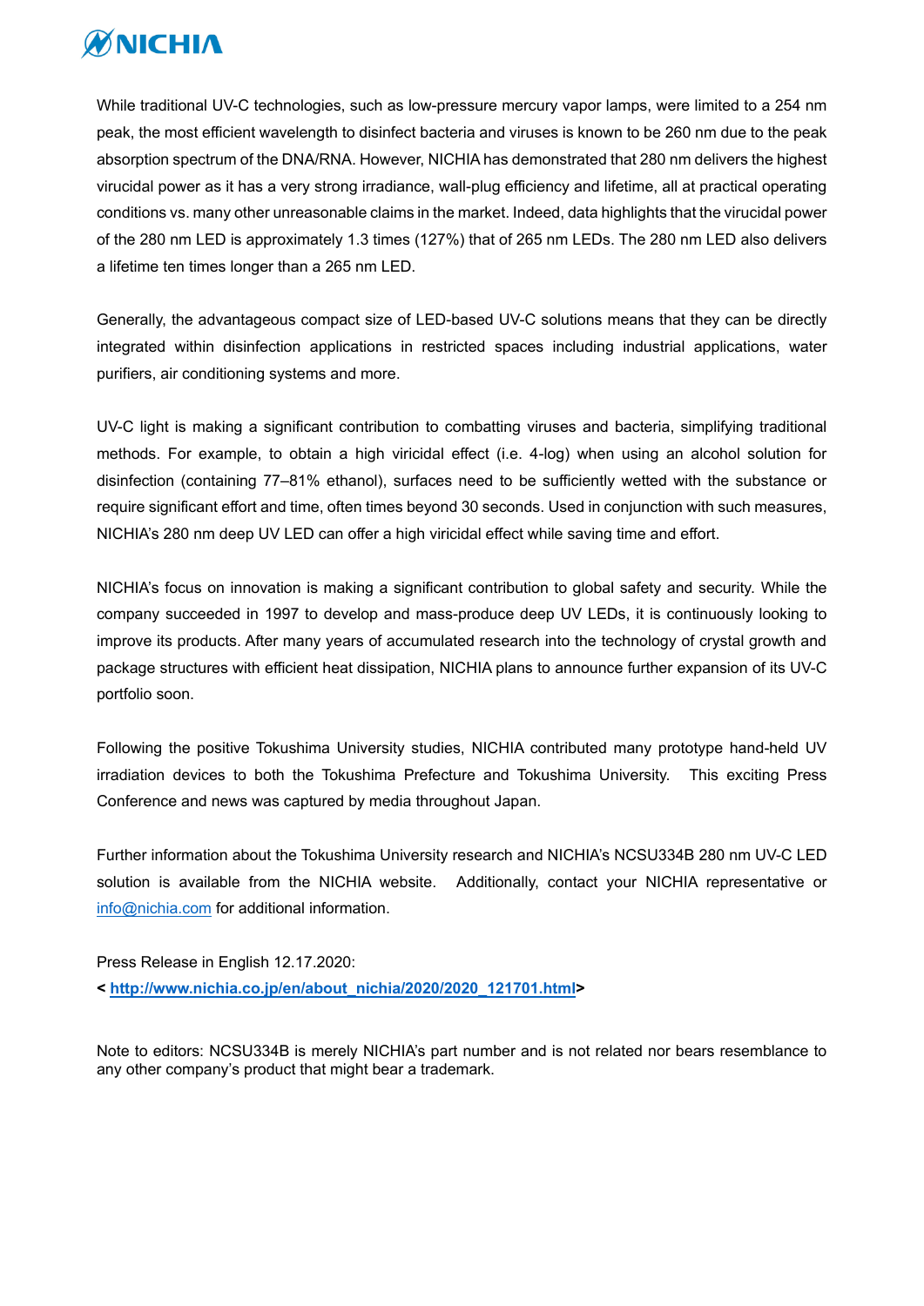While traditional UV-C technologies, such as low-pressure mercury vapor lamps, were limited to a 254 nm peak, the most efficient wavelength to disinfect bacteria and viruses is known to be 260 nm due to the peak absorption spectrum of the DNA/RNA. However, NICHIA has demonstrated that 280 nm delivers the highest virucidal power as it has a very strong irradiance, wall-plug efficiency and lifetime, all at practical operating conditions vs. many other unreasonable claims in the market. Indeed, data highlights that the virucidal power of the 280 nm LED is approximately 1.3 times (127%) that of 265 nm LEDs. The 280 nm LED also delivers a lifetime ten times longer than a 265 nm LED.

Generally, the advantageous compact size of LED-based UV-C solutions means that they can be directly integrated within disinfection applications in restricted spaces including industrial applications, water purifiers, air conditioning systems and more.

UV-C light is making a significant contribution to combatting viruses and bacteria, simplifying traditional methods. For example, to obtain a high viricidal effect (i.e. 4-log) when using an alcohol solution for disinfection (containing 77–81% ethanol), surfaces need to be sufficiently wetted with the substance or require significant effort and time, often times beyond 30 seconds. Used in conjunction with such measures, NICHIA's 280 nm deep UV LED can offer a high viricidal effect while saving time and effort.

NICHIA's focus on innovation is making a significant contribution to global safety and security. While the company succeeded in 1997 to develop and mass-produce deep UV LEDs, it is continuously looking to improve its products. After many years of accumulated research into the technology of crystal growth and package structures with efficient heat dissipation, NICHIA plans to announce further expansion of its UV-C portfolio soon.

Following the positive Tokushima University studies, NICHIA contributed many prototype hand-held UV irradiation devices to both the Tokushima Prefecture and Tokushima University. This exciting Press Conference and news was captured by media throughout Japan.

Further information about the Tokushima University research and NICHIA's NCSU334B 280 nm UV-C LED solution is available from the NICHIA website. Additionally, contact your NICHIA representative or info@nichia.com for additional information.

Press Release in English 12.17.2020:
**< http://www.nichia.co.jp/en/about_nichia/2020/2020_121701.html>**

Note to editors: NCSU334B is merely NICHIA's part number and is not related nor bears resemblance to any other company's product that might bear a trademark.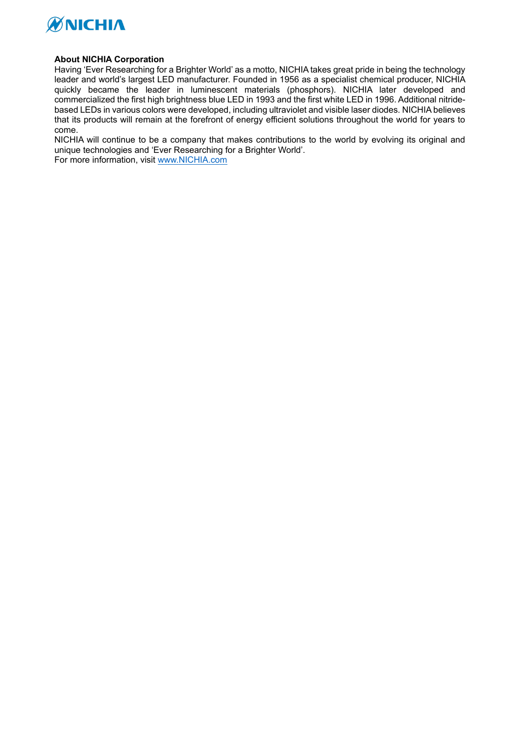**About NICHIA Corporation**

Having 'Ever Researching for a Brighter World' as a motto, NICHIA takes great pride in being the technology leader and world's largest LED manufacturer. Founded in 1956 as a specialist chemical producer, NICHIA quickly became the leader in luminescent materials (phosphors). NICHIA later developed and commercialized the first high brightness blue LED in 1993 and the first white LED in 1996. Additional nitride-based LEDs in various colors were developed, including ultraviolet and visible laser diodes. NICHIA believes that its products will remain at the forefront of energy efficient solutions throughout the world for years to come.

NICHIA will continue to be a company that makes contributions to the world by evolving its original and unique technologies and 'Ever Researching for a Brighter World'.

For more information, visit [www.NICHIA.com](http://www.NICHIA.com)